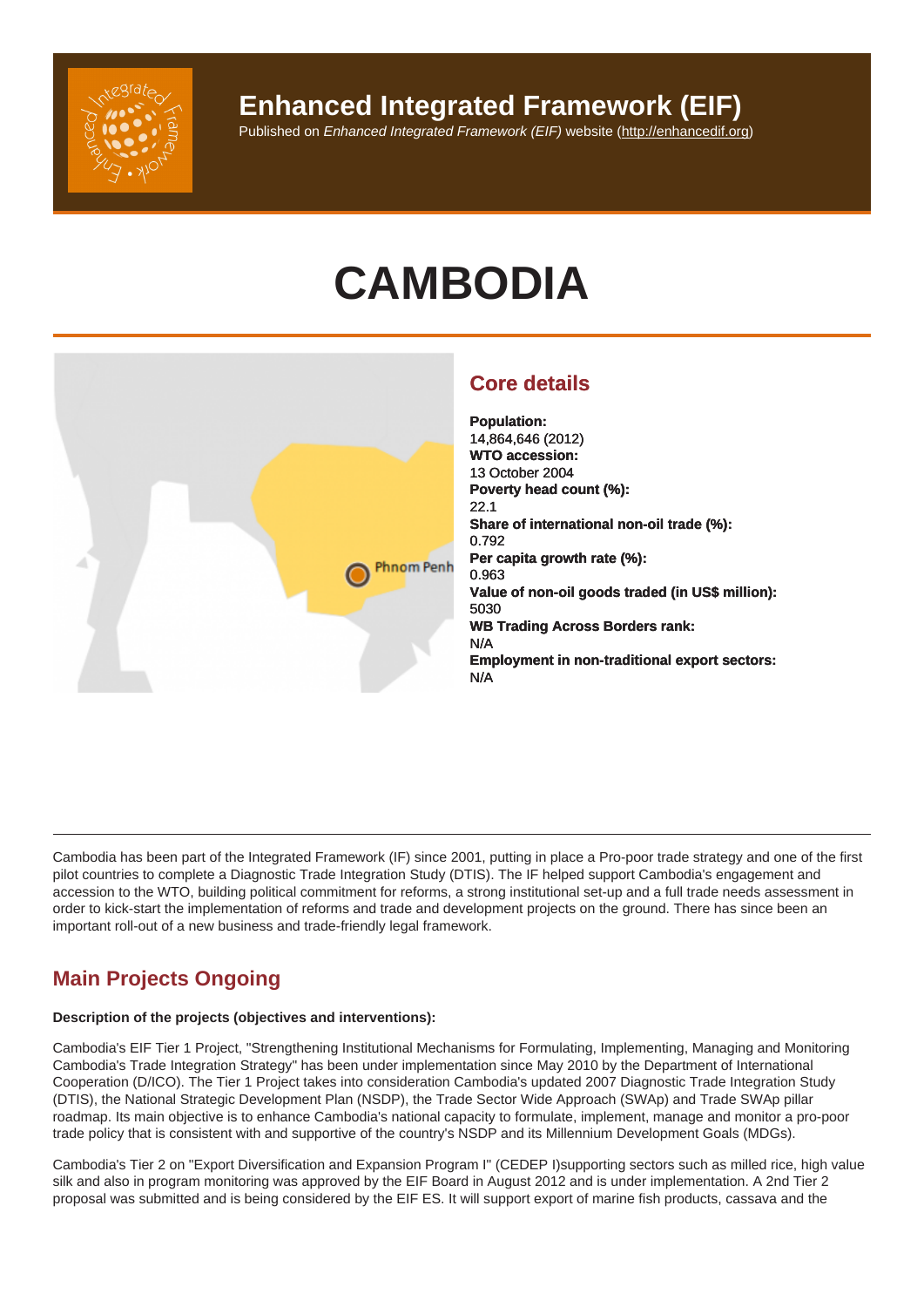# Enhanced Integrated Framework (EIF)

Published on *Enhanced Integrated Framework (EIF)* website (http://enhancedif.org)

# CAMBODIA

## Core details

**Population:**
14,864,646 (2012)
**WTO accession:**
13 October 2004
**Poverty head count (%):**
22.1
**Share of international non-oil trade (%):**
0.792
**Per capita growth rate (%):**
0.963
**Value of non-oil goods traded (in US$ million):**
5030
**WB Trading Across Borders rank:**
N/A
**Employment in non-traditional export sectors:**
N/A

Cambodia has been part of the Integrated Framework (IF) since 2001, putting in place a Pro-poor trade strategy and one of the first pilot countries to complete a Diagnostic Trade Integration Study (DTIS). The IF helped support Cambodia's engagement and accession to the WTO, building political commitment for reforms, a strong institutional set-up and a full trade needs assessment in order to kick-start the implementation of reforms and trade and development projects on the ground. There has since been an important roll-out of a new business and trade-friendly legal framework.

## Main Projects Ongoing

**Description of the projects (objectives and interventions):**

Cambodia's EIF Tier 1 Project, "Strengthening Institutional Mechanisms for Formulating, Implementing, Managing and Monitoring Cambodia's Trade Integration Strategy" has been under implementation since May 2010 by the Department of International Cooperation (D/ICO). The Tier 1 Project takes into consideration Cambodia's updated 2007 Diagnostic Trade Integration Study (DTIS), the National Strategic Development Plan (NSDP), the Trade Sector Wide Approach (SWAp) and Trade SWAp pillar roadmap. Its main objective is to enhance Cambodia's national capacity to formulate, implement, manage and monitor a pro-poor trade policy that is consistent with and supportive of the country's NSDP and its Millennium Development Goals (MDGs).

Cambodia's Tier 2 on "Export Diversification and Expansion Program I" (CEDEP I)supporting sectors such as milled rice, high value silk and also in program monitoring was approved by the EIF Board in August 2012 and is under implementation. A 2nd Tier 2 proposal was submitted and is being considered by the EIF ES. It will support export of marine fish products, cassava and the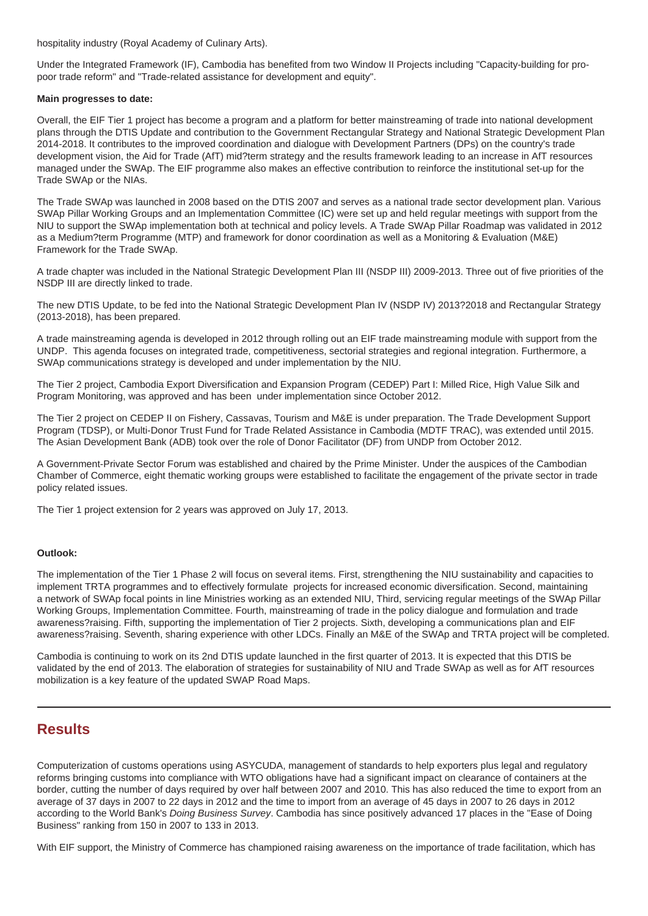hospitality industry (Royal Academy of Culinary Arts).

Under the Integrated Framework (IF), Cambodia has benefited from two Window II Projects including "Capacity-building for pro-poor trade reform" and "Trade-related assistance for development and equity".

**Main progresses to date:**

Overall, the EIF Tier 1 project has become a program and a platform for better mainstreaming of trade into national development plans through the DTIS Update and contribution to the Government Rectangular Strategy and National Strategic Development Plan 2014-2018. It contributes to the improved coordination and dialogue with Development Partners (DPs) on the country's trade development vision, the Aid for Trade (AfT) mid?term strategy and the results framework leading to an increase in AfT resources managed under the SWAp. The EIF programme also makes an effective contribution to reinforce the institutional set-up for the Trade SWAp or the NIAs.

The Trade SWAp was launched in 2008 based on the DTIS 2007 and serves as a national trade sector development plan. Various SWAp Pillar Working Groups and an Implementation Committee (IC) were set up and held regular meetings with support from the NIU to support the SWAp implementation both at technical and policy levels. A Trade SWAp Pillar Roadmap was validated in 2012 as a Medium?term Programme (MTP) and framework for donor coordination as well as a Monitoring & Evaluation (M&E) Framework for the Trade SWAp.

A trade chapter was included in the National Strategic Development Plan III (NSDP III) 2009-2013. Three out of five priorities of the NSDP III are directly linked to trade.

The new DTIS Update, to be fed into the National Strategic Development Plan IV (NSDP IV) 2013?2018 and Rectangular Strategy (2013-2018), has been prepared.

A trade mainstreaming agenda is developed in 2012 through rolling out an EIF trade mainstreaming module with support from the UNDP. This agenda focuses on integrated trade, competitiveness, sectorial strategies and regional integration. Furthermore, a SWAp communications strategy is developed and under implementation by the NIU.

The Tier 2 project, Cambodia Export Diversification and Expansion Program (CEDEP) Part I: Milled Rice, High Value Silk and Program Monitoring, was approved and has been under implementation since October 2012.

The Tier 2 project on CEDEP II on Fishery, Cassavas, Tourism and M&E is under preparation. The Trade Development Support Program (TDSP), or Multi-Donor Trust Fund for Trade Related Assistance in Cambodia (MDTF TRAC), was extended until 2015. The Asian Development Bank (ADB) took over the role of Donor Facilitator (DF) from UNDP from October 2012.

A Government-Private Sector Forum was established and chaired by the Prime Minister. Under the auspices of the Cambodian Chamber of Commerce, eight thematic working groups were established to facilitate the engagement of the private sector in trade policy related issues.

The Tier 1 project extension for 2 years was approved on July 17, 2013.

**Outlook:**

The implementation of the Tier 1 Phase 2 will focus on several items. First, strengthening the NIU sustainability and capacities to implement TRTA programmes and to effectively formulate projects for increased economic diversification. Second, maintaining a network of SWAp focal points in line Ministries working as an extended NIU, Third, servicing regular meetings of the SWAp Pillar Working Groups, Implementation Committee. Fourth, mainstreaming of trade in the policy dialogue and formulation and trade awareness?raising. Fifth, supporting the implementation of Tier 2 projects. Sixth, developing a communications plan and EIF awareness?raising. Seventh, sharing experience with other LDCs. Finally an M&E of the SWAp and TRTA project will be completed.

Cambodia is continuing to work on its 2nd DTIS update launched in the first quarter of 2013. It is expected that this DTIS be validated by the end of 2013. The elaboration of strategies for sustainability of NIU and Trade SWAp as well as for AfT resources mobilization is a key feature of the updated SWAP Road Maps.

---

## Results

Computerization of customs operations using ASYCUDA, management of standards to help exporters plus legal and regulatory reforms bringing customs into compliance with WTO obligations have had a significant impact on clearance of containers at the border, cutting the number of days required by over half between 2007 and 2010. This has also reduced the time to export from an average of 37 days in 2007 to 22 days in 2012 and the time to import from an average of 45 days in 2007 to 26 days in 2012 according to the World Bank's *Doing Business Survey*. Cambodia has since positively advanced 17 places in the "Ease of Doing Business" ranking from 150 in 2007 to 133 in 2013.

With EIF support, the Ministry of Commerce has championed raising awareness on the importance of trade facilitation, which has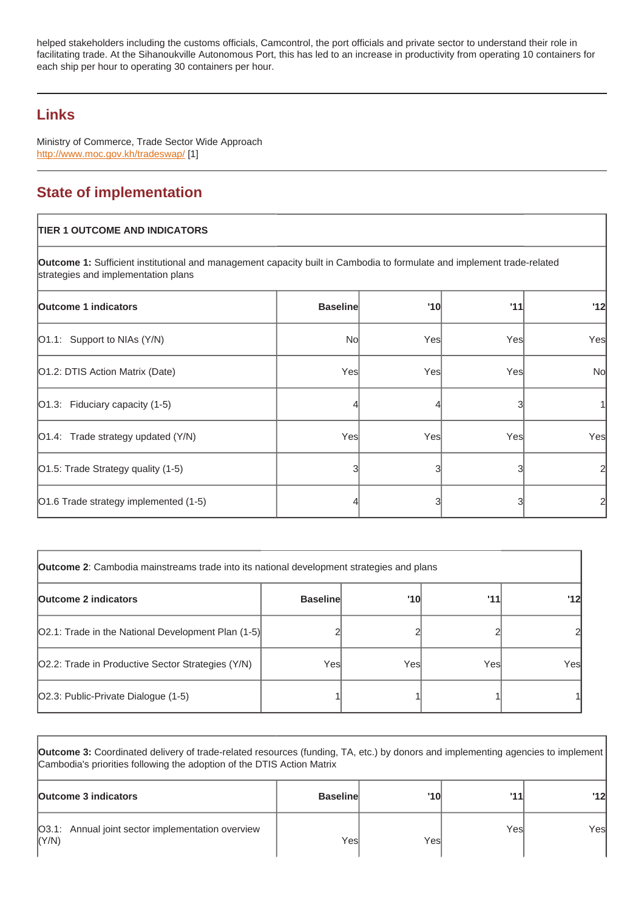helped stakeholders including the customs officials, Camcontrol, the port officials and private sector to understand their role in facilitating trade. At the Sihanoukville Autonomous Port, this has led to an increase in productivity from operating 10 containers for each ship per hour to operating 30 containers per hour.

## Links

Ministry of Commerce, Trade Sector Wide Approach
http://www.moc.gov.kh/tradeswap/ [1]

## State of implementation

**TIER 1 OUTCOME AND INDICATORS**

**Outcome 1:** Sufficient institutional and management capacity built in Cambodia to formulate and implement trade-related strategies and implementation plans

| Outcome 1 indicators | Baseline | '10 | '11 | '12 |
|---|---|---|---|---|
| O1.1: Support to NIAs (Y/N) | No | Yes | Yes | Yes |
| O1.2: DTIS Action Matrix (Date) | Yes | Yes | Yes | No |
| O1.3: Fiduciary capacity (1-5) | 4 | 4 | 3 | 1 |
| O1.4: Trade strategy updated (Y/N) | Yes | Yes | Yes | Yes |
| O1.5: Trade Strategy quality (1-5) | 3 | 3 | 3 | 2 |
| O1.6 Trade strategy implemented (1-5) | 4 | 3 | 3 | 2 |

**Outcome 2**: Cambodia mainstreams trade into its national development strategies and plans

| Outcome 2 indicators | Baseline | '10 | '11 | '12 |
|---|---|---|---|---|
| O2.1: Trade in the National Development Plan (1-5) | 2 | 2 | 2 | 2 |
| O2.2: Trade in Productive Sector Strategies (Y/N) | Yes | Yes | Yes | Yes |
| O2.3: Public-Private Dialogue (1-5) | 1 | 1 | 1 | 1 |

**Outcome 3:** Coordinated delivery of trade-related resources (funding, TA, etc.) by donors and implementing agencies to implement Cambodia's priorities following the adoption of the DTIS Action Matrix

| Outcome 3 indicators | Baseline | '10 | '11 | '12 |
|---|---|---|---|---|
| O3.1: Annual joint sector implementation overview (Y/N) | Yes | Yes | Yes | Yes |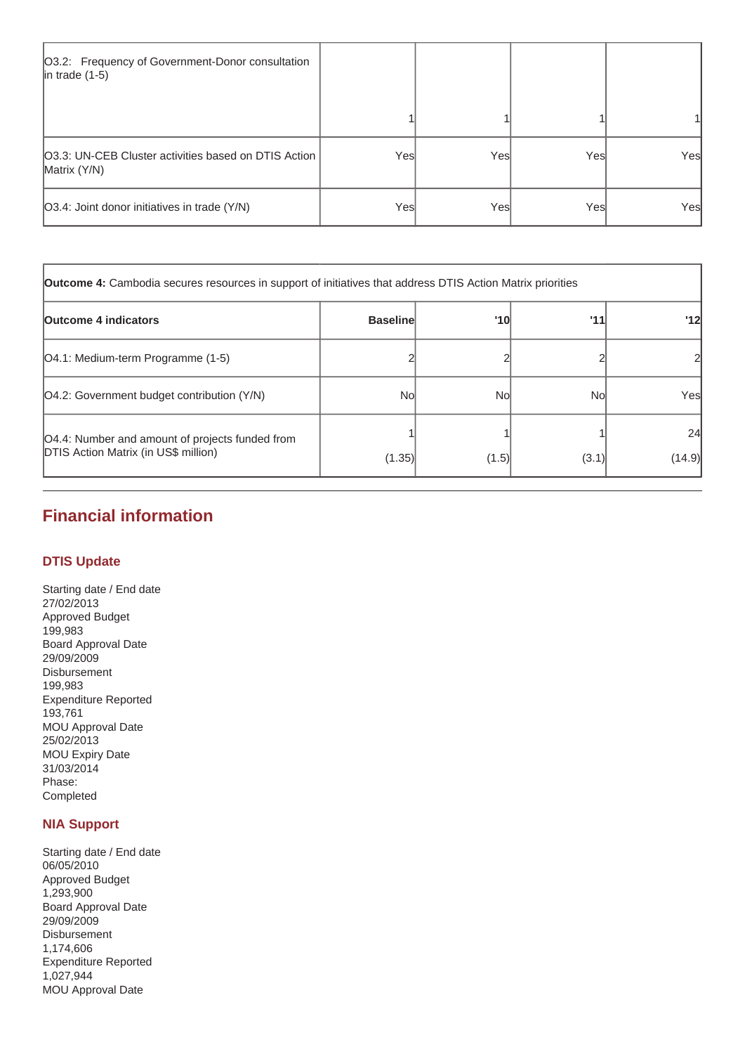| O3.2: Frequency of Government-Donor consultation in trade (1-5) | 1 | 1 | 1 | 1 |
|---|---|---|---|---|
| O3.3: UN-CEB Cluster activities based on DTIS Action Matrix (Y/N) | Yes | Yes | Yes | Yes |
| O3.4: Joint donor initiatives in trade (Y/N) | Yes | Yes | Yes | Yes |

| **Outcome 4:** Cambodia secures resources in support of initiatives that address DTIS Action Matrix priorities | | | | |
|---|---|---|---|---|
| **Outcome 4 indicators** | **Baseline** | **'10** | **'11** | **'12** |
| O4.1: Medium-term Programme (1-5) | 2 | 2 | 2 | 2 |
| O4.2: Government budget contribution (Y/N) | No | No | No | Yes |
| O4.4: Number and amount of projects funded from DTIS Action Matrix (in US$ million) | 1 (1.35) | 1 (1.5) | 1 (3.1) | 24 (14.9) |

## Financial information

### DTIS Update

Starting date / End date
27/02/2013
Approved Budget
199,983
Board Approval Date
29/09/2009
Disbursement
199,983
Expenditure Reported
193,761
MOU Approval Date
25/02/2013
MOU Expiry Date
31/03/2014
Phase:
Completed

### NIA Support

Starting date / End date
06/05/2010
Approved Budget
1,293,900
Board Approval Date
29/09/2009
Disbursement
1,174,606
Expenditure Reported
1,027,944
MOU Approval Date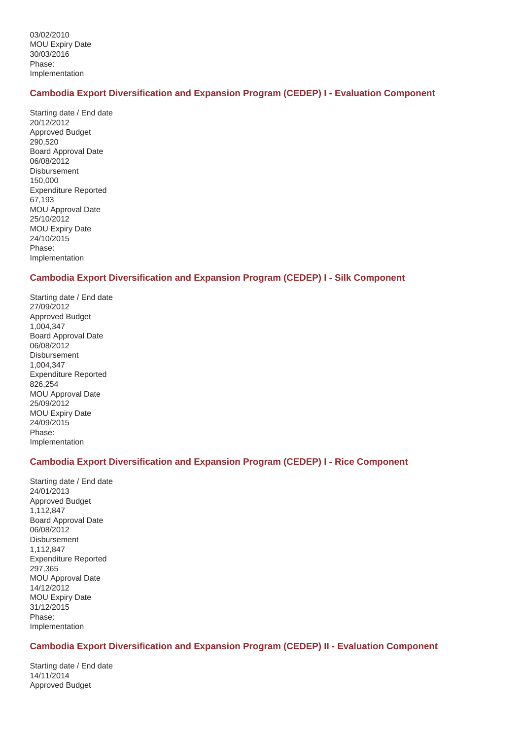03/02/2010
MOU Expiry Date
30/03/2016
Phase:
Implementation

### Cambodia Export Diversification and Expansion Program (CEDEP) I - Evaluation Component

Starting date / End date
20/12/2012
Approved Budget
290,520
Board Approval Date
06/08/2012
Disbursement
150,000
Expenditure Reported
67,193
MOU Approval Date
25/10/2012
MOU Expiry Date
24/10/2015
Phase:
Implementation

### Cambodia Export Diversification and Expansion Program (CEDEP) I - Silk Component

Starting date / End date
27/09/2012
Approved Budget
1,004,347
Board Approval Date
06/08/2012
Disbursement
1,004,347
Expenditure Reported
826,254
MOU Approval Date
25/09/2012
MOU Expiry Date
24/09/2015
Phase:
Implementation

### Cambodia Export Diversification and Expansion Program (CEDEP) I - Rice Component

Starting date / End date
24/01/2013
Approved Budget
1,112,847
Board Approval Date
06/08/2012
Disbursement
1,112,847
Expenditure Reported
297,365
MOU Approval Date
14/12/2012
MOU Expiry Date
31/12/2015
Phase:
Implementation

### Cambodia Export Diversification and Expansion Program (CEDEP) II - Evaluation Component

Starting date / End date
14/11/2014
Approved Budget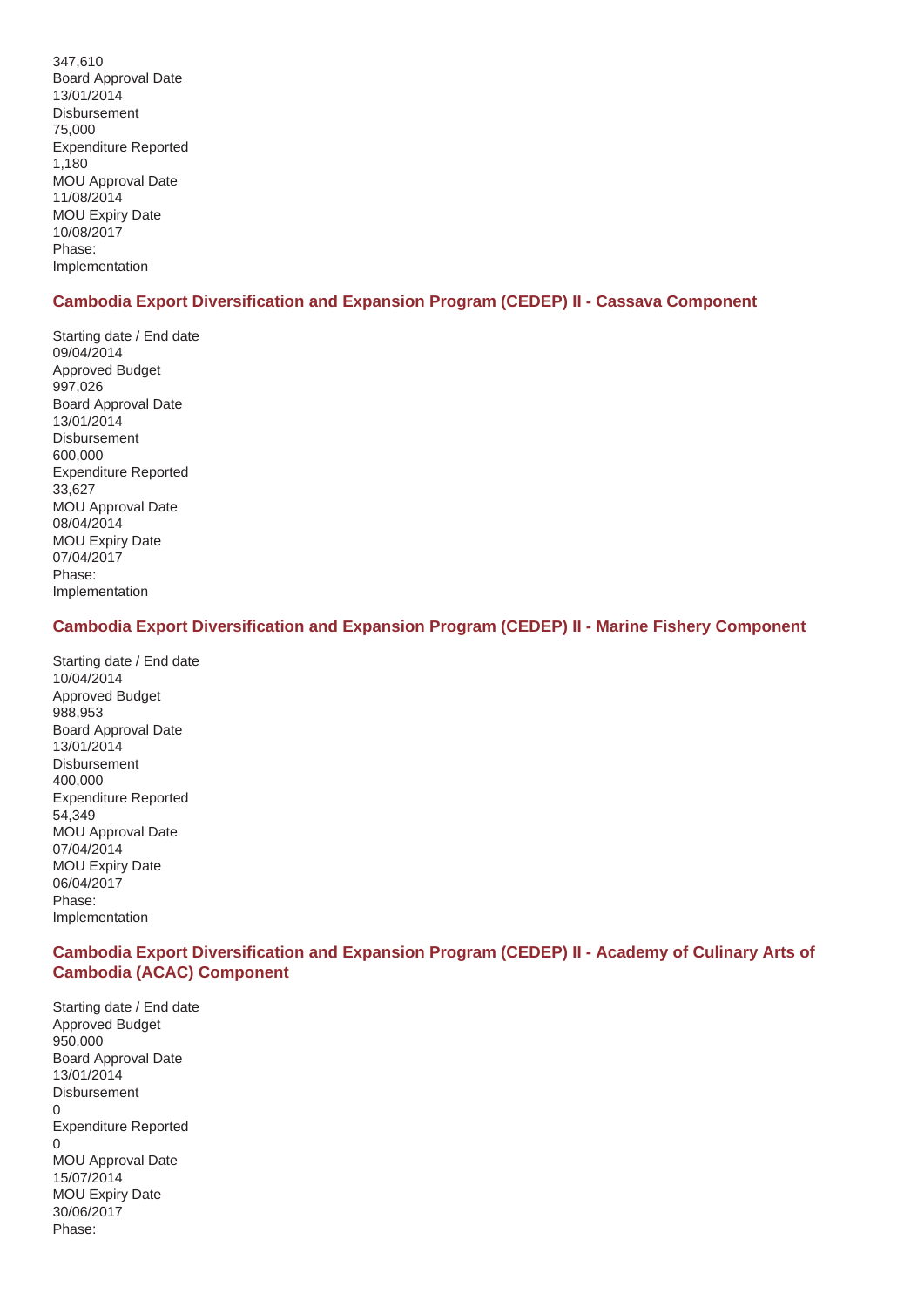347,610
Board Approval Date
13/01/2014
Disbursement
75,000
Expenditure Reported
1,180
MOU Approval Date
11/08/2014
MOU Expiry Date
10/08/2017
Phase:
Implementation

### Cambodia Export Diversification and Expansion Program (CEDEP) II - Cassava Component

Starting date / End date
09/04/2014
Approved Budget
997,026
Board Approval Date
13/01/2014
Disbursement
600,000
Expenditure Reported
33,627
MOU Approval Date
08/04/2014
MOU Expiry Date
07/04/2017
Phase:
Implementation

### Cambodia Export Diversification and Expansion Program (CEDEP) II - Marine Fishery Component

Starting date / End date
10/04/2014
Approved Budget
988,953
Board Approval Date
13/01/2014
Disbursement
400,000
Expenditure Reported
54,349
MOU Approval Date
07/04/2014
MOU Expiry Date
06/04/2017
Phase:
Implementation

### Cambodia Export Diversification and Expansion Program (CEDEP) II - Academy of Culinary Arts of Cambodia (ACAC) Component

Starting date / End date
Approved Budget
950,000
Board Approval Date
13/01/2014
Disbursement
0
Expenditure Reported
0
MOU Approval Date
15/07/2014
MOU Expiry Date
30/06/2017
Phase: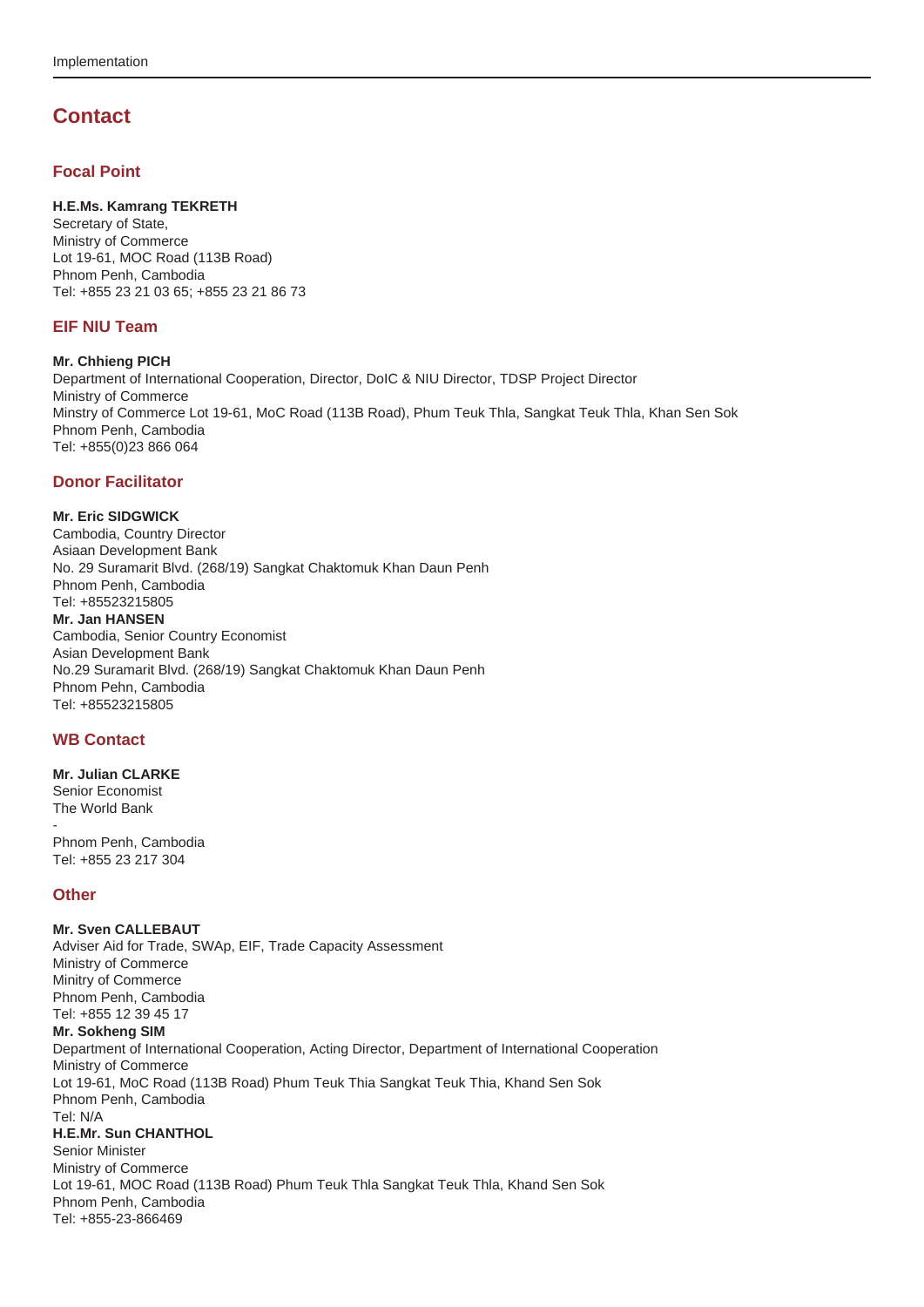## Contact

### Focal Point

**H.E.Ms. Kamrang TEKRETH**
Secretary of State,
Ministry of Commerce
Lot 19-61, MOC Road (113B Road)
Phnom Penh, Cambodia
Tel: +855 23 21 03 65; +855 23 21 86 73

### EIF NIU Team

**Mr. Chhieng PICH**
Department of International Cooperation, Director, DoIC & NIU Director, TDSP Project Director
Ministry of Commerce
Minstry of Commerce Lot 19-61, MoC Road (113B Road), Phum Teuk Thla, Sangkat Teuk Thla, Khan Sen Sok
Phnom Penh, Cambodia
Tel: +855(0)23 866 064

### Donor Facilitator

**Mr. Eric SIDGWICK**
Cambodia, Country Director
Asiaan Development Bank
No. 29 Suramarit Blvd. (268/19) Sangkat Chaktomuk Khan Daun Penh
Phnom Penh, Cambodia
Tel: +85523215805

**Mr. Jan HANSEN**
Cambodia, Senior Country Economist
Asian Development Bank
No.29 Suramarit Blvd. (268/19) Sangkat Chaktomuk Khan Daun Penh
Phnom Penh, Cambodia
Tel: +85523215805

### WB Contact

**Mr. Julian CLARKE**
Senior Economist
The World Bank
-
Phnom Penh, Cambodia
Tel: +855 23 217 304

### Other

**Mr. Sven CALLEBAUT**
Adviser Aid for Trade, SWAp, EIF, Trade Capacity Assessment
Ministry of Commerce
Minitry of Commerce
Phnom Penh, Cambodia
Tel: +855 12 39 45 17

**Mr. Sokheng SIM**
Department of International Cooperation, Acting Director, Department of International Cooperation
Ministry of Commerce
Lot 19-61, MoC Road (113B Road) Phum Teuk Thia Sangkat Teuk Thia, Khand Sen Sok
Phnom Penh, Cambodia
Tel: N/A

**H.E.Mr. Sun CHANTHOL**
Senior Minister
Ministry of Commerce
Lot 19-61, MOC Road (113B Road) Phum Teuk Thla Sangkat Teuk Thla, Khand Sen Sok
Phnom Penh, Cambodia
Tel: +855-23-866469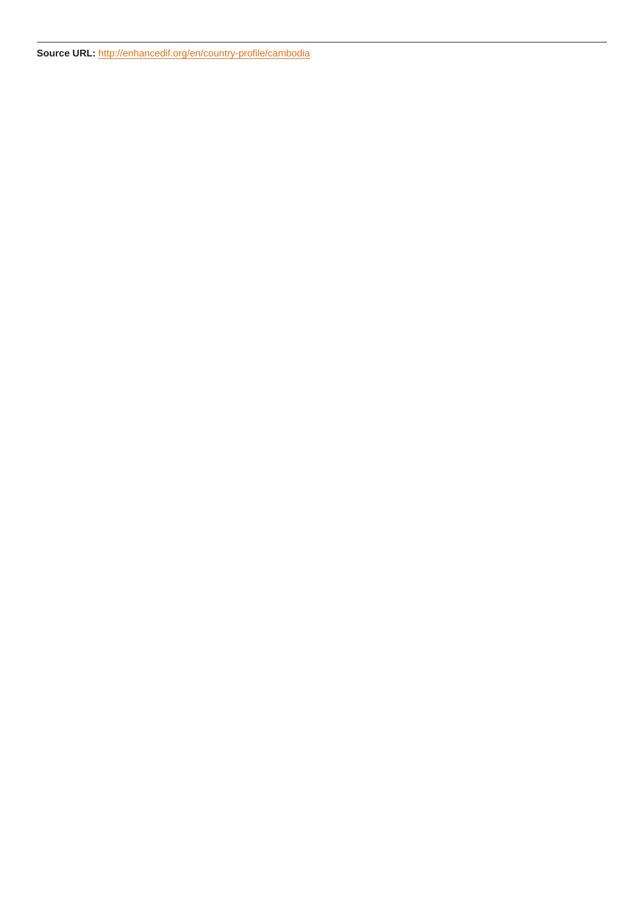---

**Source URL:** http://enhancedif.org/en/country-profile/cambodia